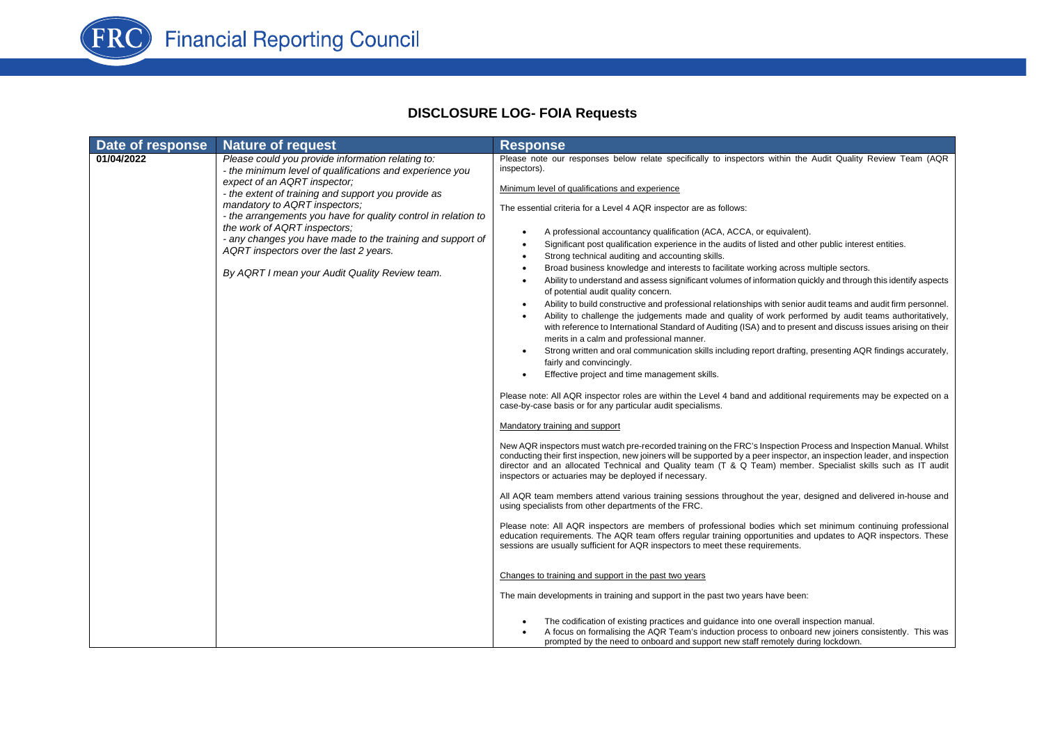# DISCLOSURE LOG- FOIA Requests

| Date of response | Nature of request | Response |
| --- | --- | --- |
| 01/04/2022 | *Please could you provide information relating to:*<br>*- the minimum level of qualifications and experience you expect of an AQRT inspector;*<br>*- the extent of training and support you provide as mandatory to AQRT inspectors;*<br>*- the arrangements you have for quality control in relation to the work of AQRT inspectors;*<br>*- any changes you have made to the training and support of AQRT inspectors over the last 2 years.*<br><br>*By AQRT I mean your Audit Quality Review team.* | Please note our responses below relate specifically to inspectors within the Audit Quality Review Team (AQR inspectors).<br><br>Minimum level of qualifications and experience<br><br>The essential criteria for a Level 4 AQR inspector are as follows:<br><br>• A professional accountancy qualification (ACA, ACCA, or equivalent).<br>• Significant post qualification experience in the audits of listed and other public interest entities.<br>• Strong technical auditing and accounting skills.<br>• Broad business knowledge and interests to facilitate working across multiple sectors.<br>• Ability to understand and assess significant volumes of information quickly and through this identify aspects of potential audit quality concern.<br>• Ability to build constructive and professional relationships with senior audit teams and audit firm personnel.<br>• Ability to challenge the judgements made and quality of work performed by audit teams authoritatively, with reference to International Standard of Auditing (ISA) and to present and discuss issues arising on their merits in a calm and professional manner.<br>• Strong written and oral communication skills including report drafting, presenting AQR findings accurately, fairly and convincingly.<br>• Effective project and time management skills.<br><br>Please note: All AQR inspector roles are within the Level 4 band and additional requirements may be expected on a case-by-case basis or for any particular audit specialisms.<br><br>Mandatory training and support<br><br>New AQR inspectors must watch pre-recorded training on the FRC's Inspection Process and Inspection Manual. Whilst conducting their first inspection, new joiners will be supported by a peer inspector, an inspection leader, and inspection director and an allocated Technical and Quality team (T & Q Team) member. Specialist skills such as IT audit inspectors or actuaries may be deployed if necessary.<br><br>All AQR team members attend various training sessions throughout the year, designed and delivered in-house and using specialists from other departments of the FRC.<br><br>Please note: All AQR inspectors are members of professional bodies which set minimum continuing professional education requirements. The AQR team offers regular training opportunities and updates to AQR inspectors. These sessions are usually sufficient for AQR inspectors to meet these requirements.<br><br>Changes to training and support in the past two years<br><br>The main developments in training and support in the past two years have been:<br><br>• The codification of existing practices and guidance into one overall inspection manual.<br>• A focus on formalising the AQR Team's induction process to onboard new joiners consistently. This was prompted by the need to onboard and support new staff remotely during lockdown. |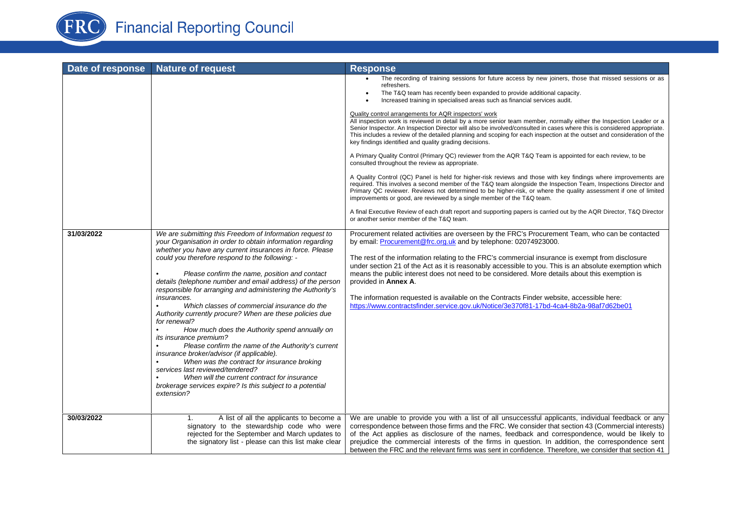| Date of response | Nature of request | Response |
|---|---|---|
| | | • The recording of training sessions for future access by new joiners, those that missed sessions or as refreshers.<br>• The T&Q team has recently been expanded to provide additional capacity.<br>• Increased training in specialised areas such as financial services audit.<br><br>Quality control arrangements for AQR inspectors' work<br>All inspection work is reviewed in detail by a more senior team member, normally either the Inspection Leader or a Senior Inspector. An Inspection Director will also be involved/consulted in cases where this is considered appropriate. This includes a review of the detailed planning and scoping for each inspection at the outset and consideration of the key findings identified and quality grading decisions.<br><br>A Primary Quality Control (Primary QC) reviewer from the AQR T&Q Team is appointed for each review, to be consulted throughout the review as appropriate.<br><br>A Quality Control (QC) Panel is held for higher-risk reviews and those with key findings where improvements are required. This involves a second member of the T&Q team alongside the Inspection Team, Inspections Director and Primary QC reviewer. Reviews not determined to be higher-risk, or where the quality assessment if one of limited improvements or good, are reviewed by a single member of the T&Q team.<br><br>A final Executive Review of each draft report and supporting papers is carried out by the AQR Director, T&Q Director or another senior member of the T&Q team. |
| 31/03/2022 | *We are submitting this Freedom of Information request to your Organisation in order to obtain information regarding whether you have any current insurances in force. Please could you therefore respond to the following: -*<br><br>• *Please confirm the name, position and contact details (telephone number and email address) of the person responsible for arranging and administering the Authority's insurances.*<br>• *Which classes of commercial insurance do the Authority currently procure? When are these policies due for renewal?*<br>• *How much does the Authority spend annually on its insurance premium?*<br>• *Please confirm the name of the Authority's current insurance broker/advisor (if applicable).*<br>• *When was the contract for insurance broking services last reviewed/tendered?*<br>• *When will the current contract for insurance brokerage services expire? Is this subject to a potential extension?* | Procurement related activities are overseen by the FRC's Procurement Team, who can be contacted by email: Procurement@frc.org.uk and by telephone: 02074923000.<br><br>The rest of the information relating to the FRC's commercial insurance is exempt from disclosure under section 21 of the Act as it is reasonably accessible to you. This is an absolute exemption which means the public interest does not need to be considered. More details about this exemption is provided in **Annex A**.<br><br>The information requested is available on the Contracts Finder website, accessible here: https://www.contractsfinder.service.gov.uk/Notice/3e370f81-17bd-4ca4-8b2a-98af7d62be01 |
| 30/03/2022 | 1. A list of all the applicants to become a signatory to the stewardship code who were rejected for the September and March updates to the signatory list - please can this list make clear | We are unable to provide you with a list of all unsuccessful applicants, individual feedback or any correspondence between those firms and the FRC. We consider that section 43 (Commercial interests) of the Act applies as disclosure of the names, feedback and correspondence, would be likely to prejudice the commercial interests of the firms in question. In addition, the correspondence sent between the FRC and the relevant firms was sent in confidence. Therefore, we consider that section 41 |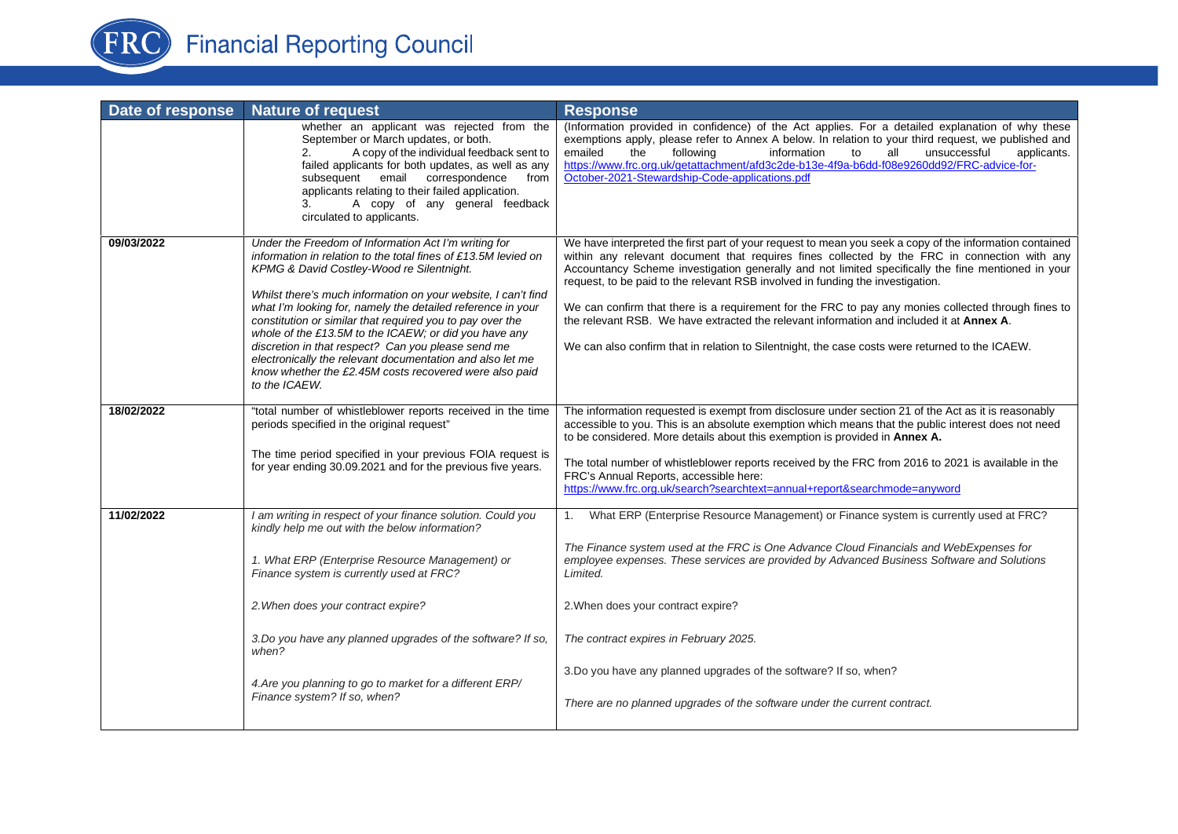| Date of response | Nature of request | Response |
|---|---|---|
| | whether an applicant was rejected from the September or March updates, or both.<br>2. A copy of the individual feedback sent to failed applicants for both updates, as well as any subsequent email correspondence from applicants relating to their failed application.<br>3. A copy of any general feedback circulated to applicants. | (Information provided in confidence) of the Act applies. For a detailed explanation of why these exemptions apply, please refer to Annex A below. In relation to your third request, we published and emailed the following information to all unsuccessful applicants. https://www.frc.org.uk/getattachment/afd3c2de-b13e-4f9a-b6dd-f08e9260dd92/FRC-advice-for-October-2021-Stewardship-Code-applications.pdf |
| 09/03/2022 | *Under the Freedom of Information Act I'm writing for information in relation to the total fines of £13.5M levied on KPMG & David Costley-Wood re Silentnight.*<br><br>*Whilst there's much information on your website, I can't find what I'm looking for, namely the detailed reference in your constitution or similar that required you to pay over the whole of the £13.5M to the ICAEW; or did you have any discretion in that respect? Can you please send me electronically the relevant documentation and also let me know whether the £2.45M costs recovered were also paid to the ICAEW.* | We have interpreted the first part of your request to mean you seek a copy of the information contained within any relevant document that requires fines collected by the FRC in connection with any Accountancy Scheme investigation generally and not limited specifically the fine mentioned in your request, to be paid to the relevant RSB involved in funding the investigation.<br><br>We can confirm that there is a requirement for the FRC to pay any monies collected through fines to the relevant RSB. We have extracted the relevant information and included it at **Annex A**.<br><br>We can also confirm that in relation to Silentnight, the case costs were returned to the ICAEW. |
| 18/02/2022 | "total number of whistleblower reports received in the time periods specified in the original request"<br><br>The time period specified in your previous FOIA request is for year ending 30.09.2021 and for the previous five years. | The information requested is exempt from disclosure under section 21 of the Act as it is reasonably accessible to you. This is an absolute exemption which means that the public interest does not need to be considered. More details about this exemption is provided in **Annex A.**<br><br>The total number of whistleblower reports received by the FRC from 2016 to 2021 is available in the FRC's Annual Reports, accessible here: https://www.frc.org.uk/search?searchtext=annual+report&searchmode=anyword |
| 11/02/2022 | *I am writing in respect of your finance solution. Could you kindly help me out with the below information?*<br><br>*1. What ERP (Enterprise Resource Management) or Finance system is currently used at FRC?*<br><br>*2.When does your contract expire?*<br><br>*3.Do you have any planned upgrades of the software? If so, when?*<br><br>*4.Are you planning to go to market for a different ERP/ Finance system? If so, when?* | 1. What ERP (Enterprise Resource Management) or Finance system is currently used at FRC?<br><br>*The Finance system used at the FRC is One Advance Cloud Financials and WebExpenses for employee expenses. These services are provided by Advanced Business Software and Solutions Limited.*<br><br>2.When does your contract expire?<br><br>*The contract expires in February 2025.*<br><br>3.Do you have any planned upgrades of the software? If so, when?<br><br>*There are no planned upgrades of the software under the current contract.* |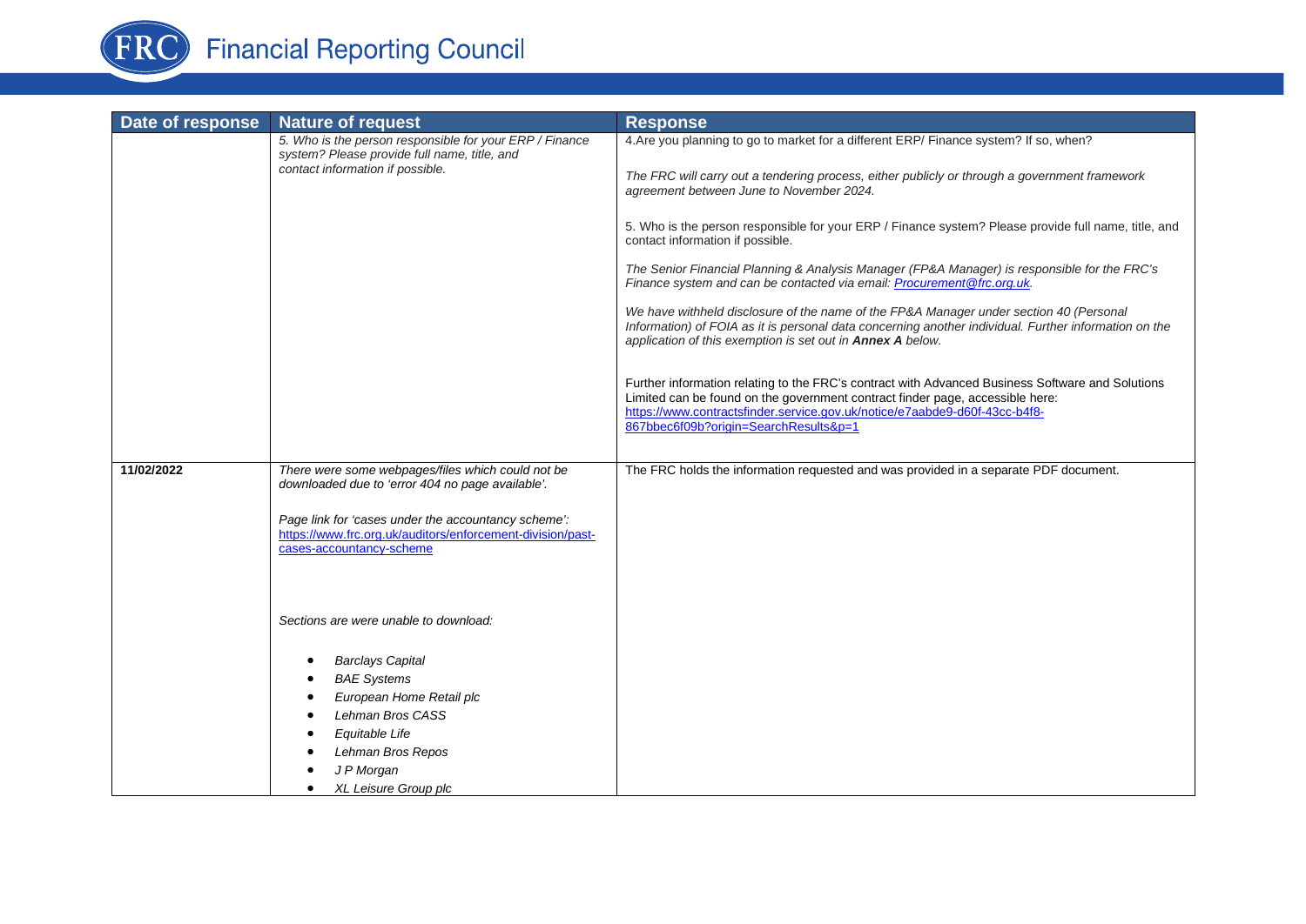| Date of response | Nature of request | Response |
| --- | --- | --- |
| | *5. Who is the person responsible for your ERP / Finance system? Please provide full name, title, and contact information if possible.* | 4.Are you planning to go to market for a different ERP/ Finance system? If so, when?<br><br>*The FRC will carry out a tendering process, either publicly or through a government framework agreement between June to November 2024.*<br><br>5. Who is the person responsible for your ERP / Finance system? Please provide full name, title, and contact information if possible.<br><br>*The Senior Financial Planning & Analysis Manager (FP&A Manager) is responsible for the FRC's Finance system and can be contacted via email: [Procurement@frc.org.uk](mailto:Procurement@frc.org.uk).*<br><br>*We have withheld disclosure of the name of the FP&A Manager under section 40 (Personal Information) of FOIA as it is personal data concerning another individual. Further information on the application of this exemption is set out in **Annex A** below.*<br><br>Further information relating to the FRC's contract with Advanced Business Software and Solutions Limited can be found on the government contract finder page, accessible here: [https://www.contractsfinder.service.gov.uk/notice/e7aabde9-d60f-43cc-b4f8-867bbec6f09b?origin=SearchResults&p=1](https://www.contractsfinder.service.gov.uk/notice/e7aabde9-d60f-43cc-b4f8-867bbec6f09b?origin=SearchResults&p=1) |
| **11/02/2022** | *There were some webpages/files which could not be downloaded due to 'error 404 no page available'.*<br><br>*Page link for 'cases under the accountancy scheme':* [https://www.frc.org.uk/auditors/enforcement-division/past-cases-accountancy-scheme](https://www.frc.org.uk/auditors/enforcement-division/past-cases-accountancy-scheme)<br><br>*Sections are were unable to download:*<br><br>• *Barclays Capital*<br>• *BAE Systems*<br>• *European Home Retail plc*<br>• *Lehman Bros CASS*<br>• *Equitable Life*<br>• *Lehman Bros Repos*<br>• *J P Morgan*<br>• *XL Leisure Group plc* | The FRC holds the information requested and was provided in a separate PDF document. |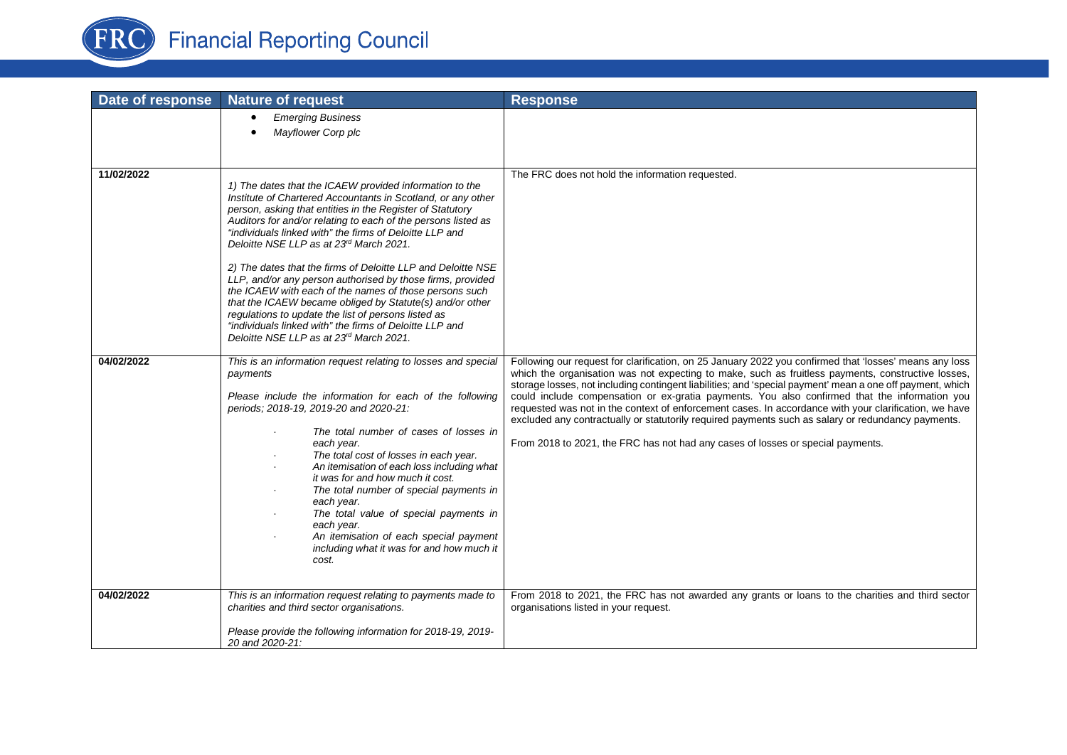| Date of response | Nature of request | Response |
|---|---|---|
| | • *Emerging Business*<br>• *Mayflower Corp plc* | |
| **11/02/2022** | *1) The dates that the ICAEW provided information to the Institute of Chartered Accountants in Scotland, or any other person, asking that entities in the Register of Statutory Auditors for and/or relating to each of the persons listed as "individuals linked with" the firms of Deloitte LLP and Deloitte NSE LLP as at 23rd March 2021.*<br><br>*2) The dates that the firms of Deloitte LLP and Deloitte NSE LLP, and/or any person authorised by those firms, provided the ICAEW with each of the names of those persons such that the ICAEW became obliged by Statute(s) and/or other regulations to update the list of persons listed as "individuals linked with" the firms of Deloitte LLP and Deloitte NSE LLP as at 23rd March 2021.* | The FRC does not hold the information requested. |
| **04/02/2022** | *This is an information request relating to losses and special payments*<br><br>*Please include the information for each of the following periods; 2018-19, 2019-20 and 2020-21:*<br><br>· *The total number of cases of losses in each year.*<br>· *The total cost of losses in each year.*<br>· *An itemisation of each loss including what it was for and how much it cost.*<br>· *The total number of special payments in each year.*<br>· *The total value of special payments in each year.*<br>· *An itemisation of each special payment including what it was for and how much it cost.* | Following our request for clarification, on 25 January 2022 you confirmed that 'losses' means any loss which the organisation was not expecting to make, such as fruitless payments, constructive losses, storage losses, not including contingent liabilities; and 'special payment' mean a one off payment, which could include compensation or ex-gratia payments. You also confirmed that the information you requested was not in the context of enforcement cases. In accordance with your clarification, we have excluded any contractually or statutorily required payments such as salary or redundancy payments.<br><br>From 2018 to 2021, the FRC has not had any cases of losses or special payments. |
| **04/02/2022** | *This is an information request relating to payments made to charities and third sector organisations.*<br><br>*Please provide the following information for 2018-19, 2019-20 and 2020-21:* | From 2018 to 2021, the FRC has not awarded any grants or loans to the charities and third sector organisations listed in your request. |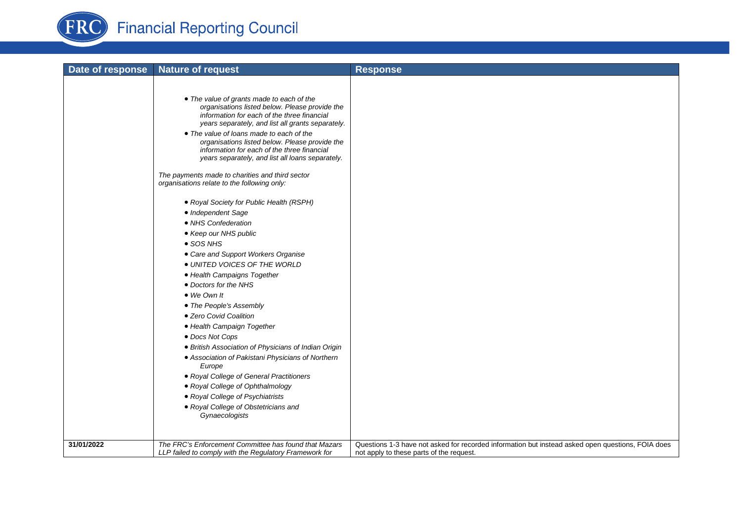| Date of response | Nature of request | Response |
|---|---|---|
| | • *The value of grants made to each of the organisations listed below. Please provide the information for each of the three financial years separately, and list all grants separately.*<br>• *The value of loans made to each of the organisations listed below. Please provide the information for each of the three financial years separately, and list all loans separately.*<br><br>*The payments made to charities and third sector organisations relate to the following only:*<br><br>• *Royal Society for Public Health (RSPH)*<br>• *Independent Sage*<br>• *NHS Confederation*<br>• *Keep our NHS public*<br>• *SOS NHS*<br>• *Care and Support Workers Organise*<br>• *UNITED VOICES OF THE WORLD*<br>• *Health Campaigns Together*<br>• *Doctors for the NHS*<br>• *We Own It*<br>• *The People's Assembly*<br>• *Zero Covid Coalition*<br>• *Health Campaign Together*<br>• *Docs Not Cops*<br>• *British Association of Physicians of Indian Origin*<br>• *Association of Pakistani Physicians of Northern Europe*<br>• *Royal College of General Practitioners*<br>• *Royal College of Ophthalmology*<br>• *Royal College of Psychiatrists*<br>• *Royal College of Obstetricians and Gynaecologists* | |
| 31/01/2022 | *The FRC's Enforcement Committee has found that Mazars LLP failed to comply with the Regulatory Framework for* | Questions 1-3 have not asked for recorded information but instead asked open questions, FOIA does not apply to these parts of the request. |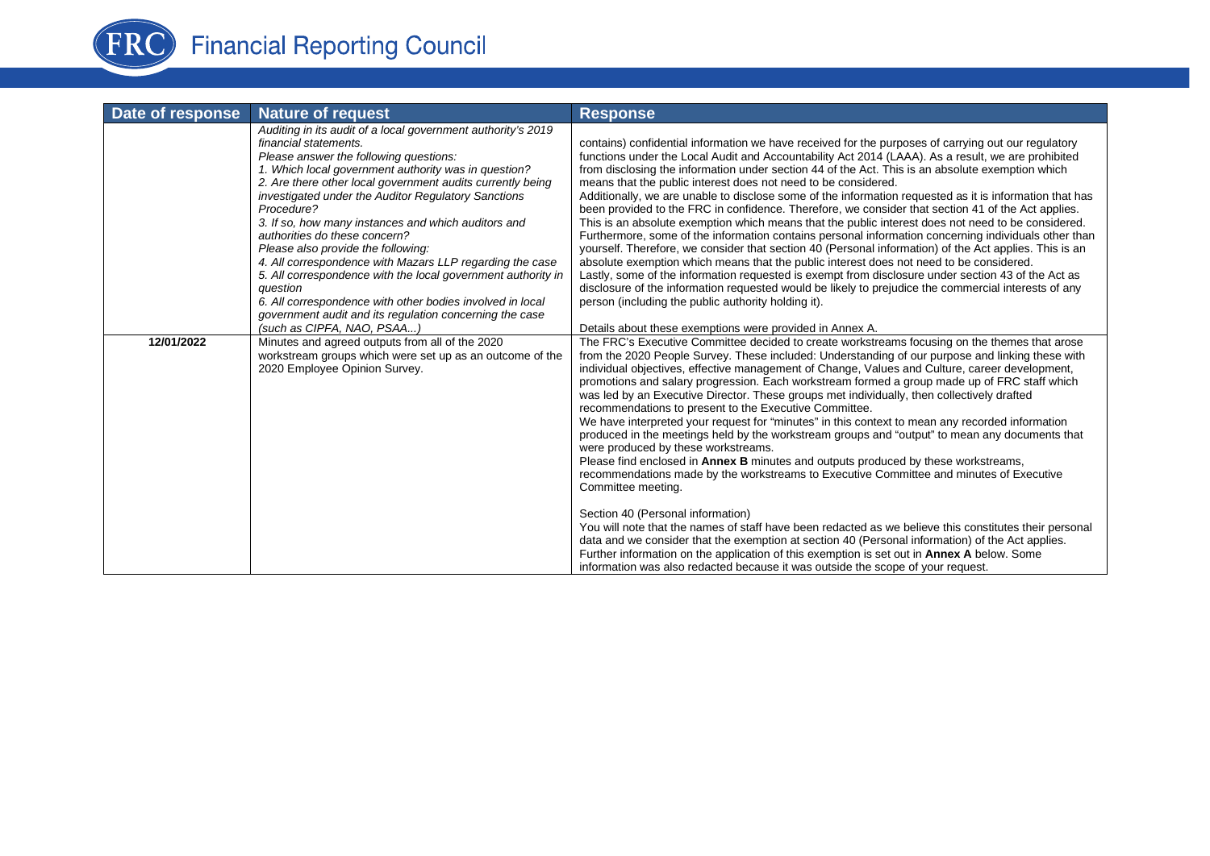| Date of response | Nature of request | Response |
|---|---|---|
| | *Auditing in its audit of a local government authority's 2019 financial statements.*<br>*Please answer the following questions:*<br>*1. Which local government authority was in question?*<br>*2. Are there other local government audits currently being investigated under the Auditor Regulatory Sanctions Procedure?*<br>*3. If so, how many instances and which auditors and authorities do these concern?*<br>*Please also provide the following:*<br>*4. All correspondence with Mazars LLP regarding the case*<br>*5. All correspondence with the local government authority in question*<br>*6. All correspondence with other bodies involved in local government audit and its regulation concerning the case (such as CIPFA, NAO, PSAA...)* | contains) confidential information we have received for the purposes of carrying out our regulatory functions under the Local Audit and Accountability Act 2014 (LAAA). As a result, we are prohibited from disclosing the information under section 44 of the Act. This is an absolute exemption which means that the public interest does not need to be considered.<br>Additionally, we are unable to disclose some of the information requested as it is information that has been provided to the FRC in confidence. Therefore, we consider that section 41 of the Act applies. This is an absolute exemption which means that the public interest does not need to be considered.<br>Furthermore, some of the information contains personal information concerning individuals other than yourself. Therefore, we consider that section 40 (Personal information) of the Act applies. This is an absolute exemption which means that the public interest does not need to be considered.<br>Lastly, some of the information requested is exempt from disclosure under section 43 of the Act as disclosure of the information requested would be likely to prejudice the commercial interests of any person (including the public authority holding it).<br><br>Details about these exemptions were provided in Annex A. |
| **12/01/2022** | Minutes and agreed outputs from all of the 2020 workstream groups which were set up as an outcome of the 2020 Employee Opinion Survey. | The FRC's Executive Committee decided to create workstreams focusing on the themes that arose from the 2020 People Survey. These included: Understanding of our purpose and linking these with individual objectives, effective management of Change, Values and Culture, career development, promotions and salary progression. Each workstream formed a group made up of FRC staff which was led by an Executive Director. These groups met individually, then collectively drafted recommendations to present to the Executive Committee.<br>We have interpreted your request for "minutes" in this context to mean any recorded information produced in the meetings held by the workstream groups and "output" to mean any documents that were produced by these workstreams.<br>Please find enclosed in **Annex B** minutes and outputs produced by these workstreams, recommendations made by the workstreams to Executive Committee and minutes of Executive Committee meeting.<br><br>Section 40 (Personal information)<br>You will note that the names of staff have been redacted as we believe this constitutes their personal data and we consider that the exemption at section 40 (Personal information) of the Act applies. Further information on the application of this exemption is set out in **Annex A** below. Some information was also redacted because it was outside the scope of your request. |